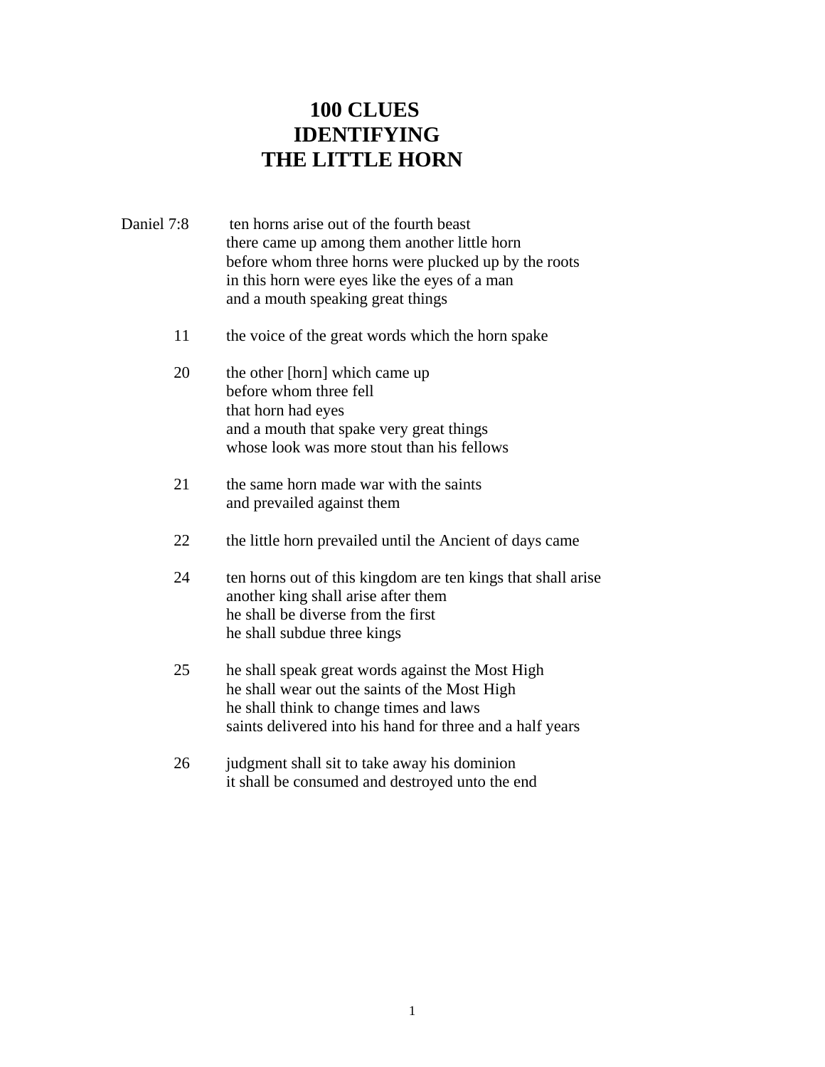# 100 CLUES IDENTIFYING THE LITTLE HORN

Daniel 7:8 ten horns arise out of the fourth beast
there came up among them another little horn
before whom three horns were plucked up by the roots
in this horn were eyes like the eyes of a man
and a mouth speaking great things

11 the voice of the great words which the horn spake

20 the other [horn] which came up
before whom three fell
that horn had eyes
and a mouth that spake very great things
whose look was more stout than his fellows

21 the same horn made war with the saints
and prevailed against them

22 the little horn prevailed until the Ancient of days came

24 ten horns out of this kingdom are ten kings that shall arise
another king shall arise after them
he shall be diverse from the first
he shall subdue three kings

25 he shall speak great words against the Most High
he shall wear out the saints of the Most High
he shall think to change times and laws
saints delivered into his hand for three and a half years

26 judgment shall sit to take away his dominion
it shall be consumed and destroyed unto the end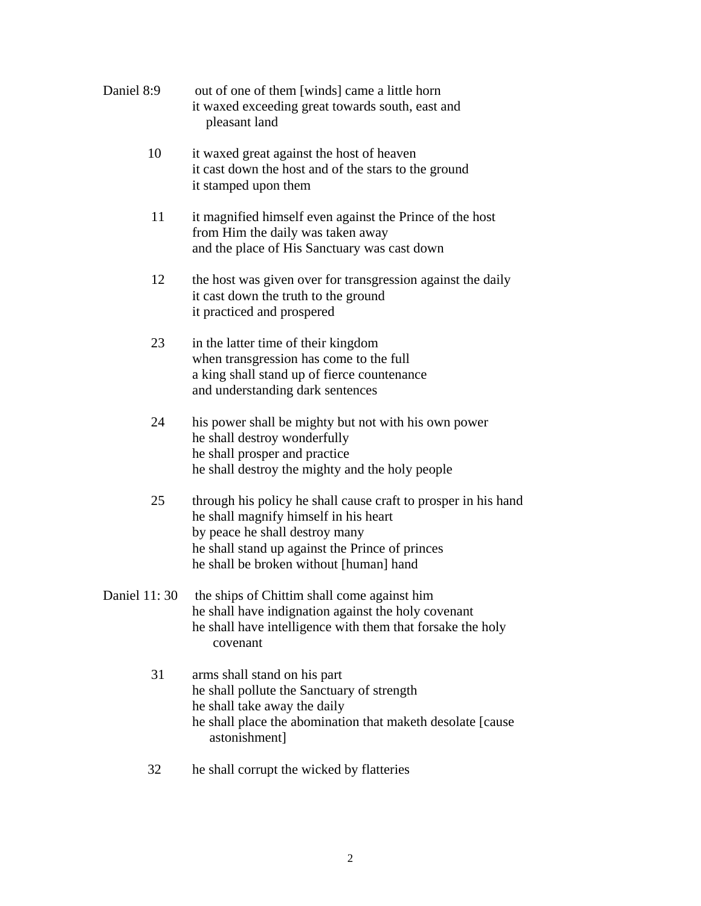Daniel 8:9 out of one of them [winds] came a little horn
it waxed exceeding great towards south, east and pleasant land

10 it waxed great against the host of heaven
it cast down the host and of the stars to the ground
it stamped upon them

11 it magnified himself even against the Prince of the host
from Him the daily was taken away
and the place of His Sanctuary was cast down

12 the host was given over for transgression against the daily
it cast down the truth to the ground
it practiced and prospered

23 in the latter time of their kingdom
when transgression has come to the full
a king shall stand up of fierce countenance
and understanding dark sentences

24 his power shall be mighty but not with his own power
he shall destroy wonderfully
he shall prosper and practice
he shall destroy the mighty and the holy people

25 through his policy he shall cause craft to prosper in his hand
he shall magnify himself in his heart
by peace he shall destroy many
he shall stand up against the Prince of princes
he shall be broken without [human] hand

Daniel 11: 30 the ships of Chittim shall come against him
he shall have indignation against the holy covenant
he shall have intelligence with them that forsake the holy covenant

31 arms shall stand on his part
he shall pollute the Sanctuary of strength
he shall take away the daily
he shall place the abomination that maketh desolate [cause astonishment]

32 he shall corrupt the wicked by flatteries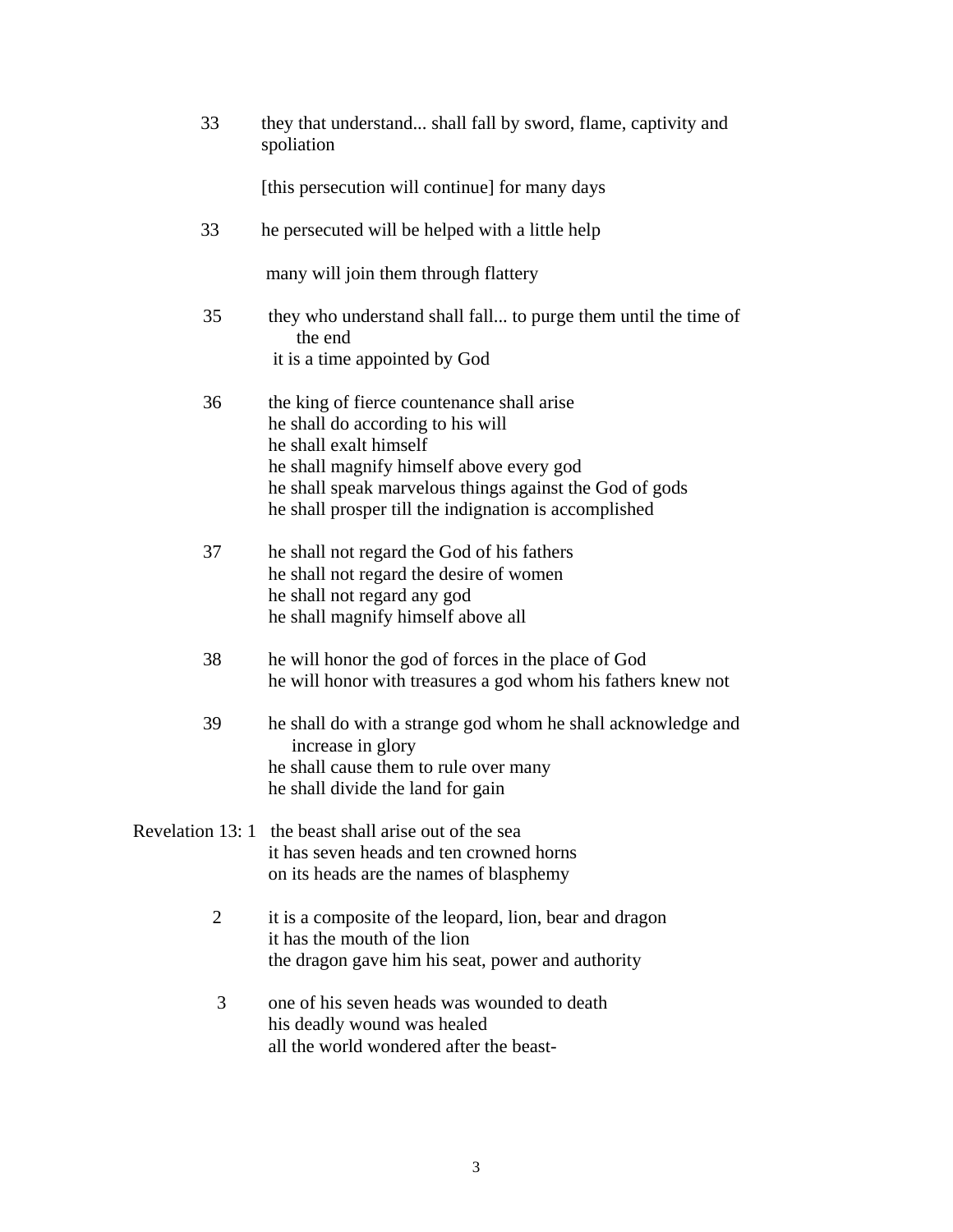33 they that understand... shall fall by sword, flame, captivity and spoliation

[this persecution will continue] for many days

33 he persecuted will be helped with a little help

many will join them through flattery

35 they who understand shall fall... to purge them until the time of the end
it is a time appointed by God

36 the king of fierce countenance shall arise
he shall do according to his will
he shall exalt himself
he shall magnify himself above every god
he shall speak marvelous things against the God of gods
he shall prosper till the indignation is accomplished

37 he shall not regard the God of his fathers
he shall not regard the desire of women
he shall not regard any god
he shall magnify himself above all

38 he will honor the god of forces in the place of God
he will honor with treasures a god whom his fathers knew not

39 he shall do with a strange god whom he shall acknowledge and increase in glory
he shall cause them to rule over many
he shall divide the land for gain

Revelation 13: 1 the beast shall arise out of the sea
it has seven heads and ten crowned horns
on its heads are the names of blasphemy

2 it is a composite of the leopard, lion, bear and dragon
it has the mouth of the lion
the dragon gave him his seat, power and authority

3 one of his seven heads was wounded to death
his deadly wound was healed
all the world wondered after the beast-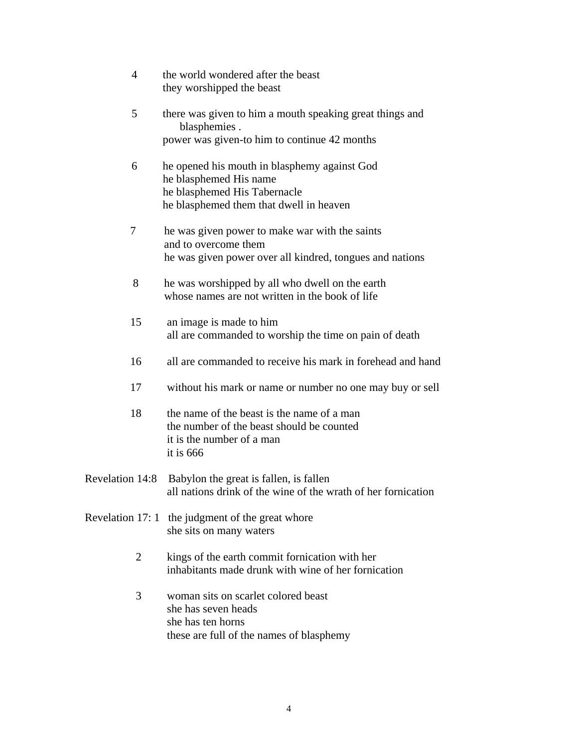4 the world wondered after the beast
they worshipped the beast

5 there was given to him a mouth speaking great things and
blasphemies .
power was given-to him to continue 42 months

6 he opened his mouth in blasphemy against God
he blasphemed His name
he blasphemed His Tabernacle
he blasphemed them that dwell in heaven

7 he was given power to make war with the saints
and to overcome them
he was given power over all kindred, tongues and nations

8 he was worshipped by all who dwell on the earth
whose names are not written in the book of life

15 an image is made to him
all are commanded to worship the time on pain of death

16 all are commanded to receive his mark in forehead and hand

17 without his mark or name or number no one may buy or sell

18 the name of the beast is the name of a man
the number of the beast should be counted
it is the number of a man
it is 666

Revelation 14:8 Babylon the great is fallen, is fallen
all nations drink of the wine of the wrath of her fornication

Revelation 17: 1 the judgment of the great whore
she sits on many waters

2 kings of the earth commit fornication with her
inhabitants made drunk with wine of her fornication

3 woman sits on scarlet colored beast
she has seven heads
she has ten horns
these are full of the names of blasphemy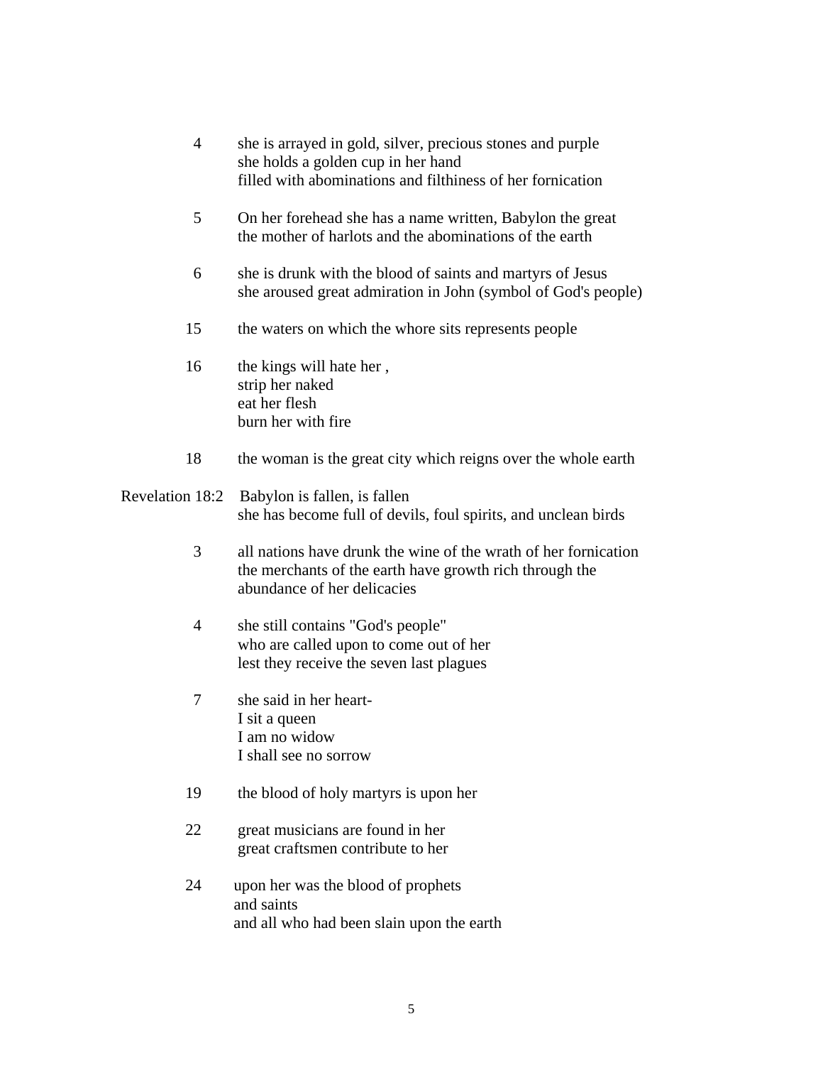4 she is arrayed in gold, silver, precious stones and purple
she holds a golden cup in her hand
filled with abominations and filthiness of her fornication

5 On her forehead she has a name written, Babylon the great
the mother of harlots and the abominations of the earth

6 she is drunk with the blood of saints and martyrs of Jesus
she aroused great admiration in John (symbol of God's people)

15 the waters on which the whore sits represents people

16 the kings will hate her ,
strip her naked
eat her flesh
burn her with fire

18 the woman is the great city which reigns over the whole earth

Revelation 18:2 Babylon is fallen, is fallen
she has become full of devils, foul spirits, and unclean birds

3 all nations have drunk the wine of the wrath of her fornication
the merchants of the earth have growth rich through the
abundance of her delicacies

4 she still contains "God's people"
who are called upon to come out of her
lest they receive the seven last plagues

7 she said in her heart-
I sit a queen
I am no widow
I shall see no sorrow

19 the blood of holy martyrs is upon her

22 great musicians are found in her
great craftsmen contribute to her

24 upon her was the blood of prophets
and saints
and all who had been slain upon the earth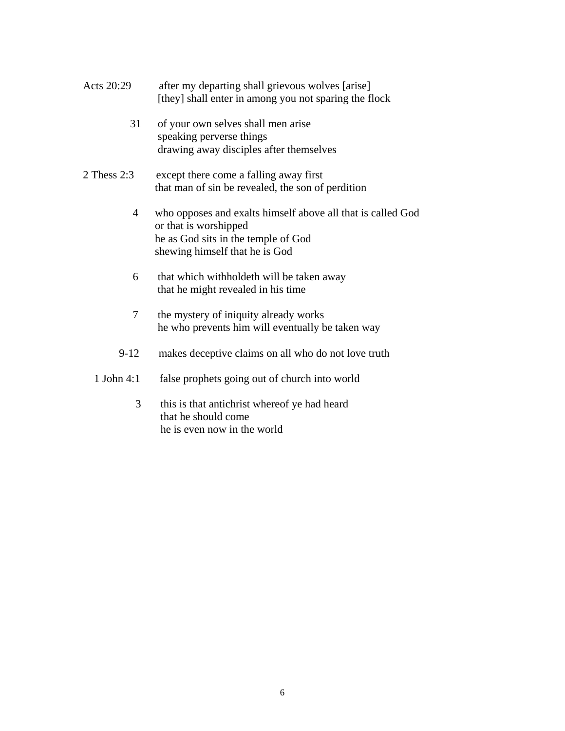Acts 20:29 after my departing shall grievous wolves [arise]
[they] shall enter in among you not sparing the flock

31 of your own selves shall men arise
speaking perverse things
drawing away disciples after themselves

2 Thess 2:3 except there come a falling away first
that man of sin be revealed, the son of perdition

4 who opposes and exalts himself above all that is called God
or that is worshipped
he as God sits in the temple of God
shewing himself that he is God

6 that which withholdeth will be taken away
that he might revealed in his time

7 the mystery of iniquity already works
he who prevents him will eventually be taken way

9-12 makes deceptive claims on all who do not love truth

1 John 4:1 false prophets going out of church into world

3 this is that antichrist whereof ye had heard
that he should come
he is even now in the world